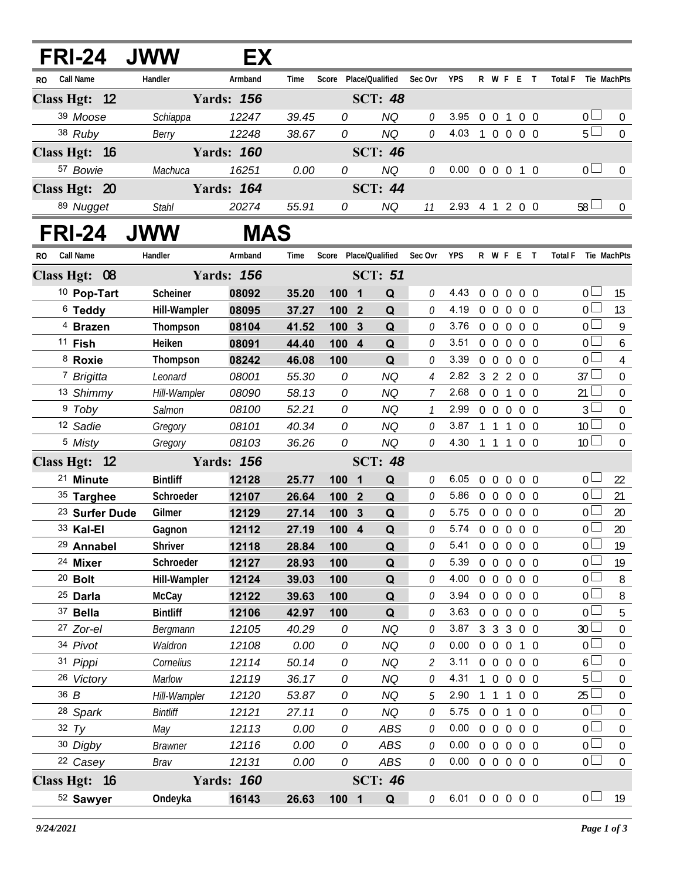## FRI-24 JWW EX

| RO | Call Name | Handler | Armband | Time | Score | Place/Qualified | | Sec Ovr | YPS | R | W | F | E | T | Total F | Tie | MachPts |
|---|---|---|---|---|---|---|---|---|---|---|---|---|---|---|---|---|---|
| **Class Hgt: 12** | | **Yards: 156** | | | | **SCT: 48** | | | | | | | | | | | |
| 39 | *Moose* | *Schiappa* | 12247 | 39.45 | 0 | | NQ | 0 | 3.95 | 0 | 0 | 1 | 0 | 0 | 0 | | 0 |
| 38 | *Ruby* | *Berry* | 12248 | 38.67 | 0 | | NQ | 0 | 4.03 | 1 | 0 | 0 | 0 | 0 | 5 | | 0 |
| **Class Hgt: 16** | | **Yards: 160** | | | | **SCT: 46** | | | | | | | | | | | |
| 57 | *Bowie* | *Machuca* | 16251 | 0.00 | 0 | | NQ | 0 | 0.00 | 0 | 0 | 0 | 1 | 0 | 0 | | 0 |
| **Class Hgt: 20** | | **Yards: 164** | | | | **SCT: 44** | | | | | | | | | | | |
| 89 | *Nugget* | *Stahl* | 20274 | 55.91 | 0 | | NQ | 11 | 2.93 | 4 | 1 | 2 | 0 | 0 | 58 | | 0 |

## FRI-24 JWW MAS

| RO | Call Name | Handler | Armband | Time | Score | Place/Qualified | | Sec Ovr | YPS | R | W | F | E | T | Total F | Tie | MachPts |
|---|---|---|---|---|---|---|---|---|---|---|---|---|---|---|---|---|---|
| **Class Hgt: 08** | | **Yards: 156** | | | | **SCT: 51** | | | | | | | | | | | |
| 10 | **Pop-Tart** | **Scheiner** | **08092** | **35.20** | **100** | **1** | **Q** | 0 | 4.43 | 0 | 0 | 0 | 0 | 0 | 0 | | 15 |
| 6 | **Teddy** | **Hill-Wampler** | **08095** | **37.27** | **100** | **2** | **Q** | 0 | 4.19 | 0 | 0 | 0 | 0 | 0 | 0 | | 13 |
| 4 | **Brazen** | **Thompson** | **08104** | **41.52** | **100** | **3** | **Q** | 0 | 3.76 | 0 | 0 | 0 | 0 | 0 | 0 | | 9 |
| 11 | **Fish** | **Heiken** | **08091** | **44.40** | **100** | **4** | **Q** | 0 | 3.51 | 0 | 0 | 0 | 0 | 0 | 0 | | 6 |
| 8 | **Roxie** | **Thompson** | **08242** | **46.08** | **100** | | **Q** | 0 | 3.39 | 0 | 0 | 0 | 0 | 0 | 0 | | 4 |
| 7 | *Brigitta* | *Leonard* | 08001 | 55.30 | 0 | | NQ | 4 | 2.82 | 3 | 2 | 2 | 0 | 0 | 37 | | 0 |
| 13 | *Shimmy* | *Hill-Wampler* | 08090 | 58.13 | 0 | | NQ | 7 | 2.68 | 0 | 0 | 1 | 0 | 0 | 21 | | 0 |
| 9 | *Toby* | *Salmon* | 08100 | 52.21 | 0 | | NQ | 1 | 2.99 | 0 | 0 | 0 | 0 | 0 | 3 | | 0 |
| 12 | *Sadie* | *Gregory* | 08101 | 40.34 | 0 | | NQ | 0 | 3.87 | 1 | 1 | 1 | 0 | 0 | 10 | | 0 |
| 5 | *Misty* | *Gregory* | 08103 | 36.26 | 0 | | NQ | 0 | 4.30 | 1 | 1 | 1 | 0 | 0 | 10 | | 0 |
| **Class Hgt: 12** | | **Yards: 156** | | | | **SCT: 48** | | | | | | | | | | | |
| 21 | **Minute** | **Bintliff** | **12128** | **25.77** | **100** | **1** | **Q** | 0 | 6.05 | 0 | 0 | 0 | 0 | 0 | 0 | | 22 |
| 35 | **Targhee** | **Schroeder** | **12107** | **26.64** | **100** | **2** | **Q** | 0 | 5.86 | 0 | 0 | 0 | 0 | 0 | 0 | | 21 |
| 23 | **Surfer Dude** | **Gilmer** | **12129** | **27.14** | **100** | **3** | **Q** | 0 | 5.75 | 0 | 0 | 0 | 0 | 0 | 0 | | 20 |
| 33 | **Kal-El** | **Gagnon** | **12112** | **27.19** | **100** | **4** | **Q** | 0 | 5.74 | 0 | 0 | 0 | 0 | 0 | 0 | | 20 |
| 29 | **Annabel** | **Shriver** | **12118** | **28.84** | **100** | | **Q** | 0 | 5.41 | 0 | 0 | 0 | 0 | 0 | 0 | | 19 |
| 24 | **Mixer** | **Schroeder** | **12127** | **28.93** | **100** | | **Q** | 0 | 5.39 | 0 | 0 | 0 | 0 | 0 | 0 | | 19 |
| 20 | **Bolt** | **Hill-Wampler** | **12124** | **39.03** | **100** | | **Q** | 0 | 4.00 | 0 | 0 | 0 | 0 | 0 | 0 | | 8 |
| 25 | **Darla** | **McCay** | **12122** | **39.63** | **100** | | **Q** | 0 | 3.94 | 0 | 0 | 0 | 0 | 0 | 0 | | 8 |
| 37 | **Bella** | **Bintliff** | **12106** | **42.97** | **100** | | **Q** | 0 | 3.63 | 0 | 0 | 0 | 0 | 0 | 0 | | 5 |
| 27 | *Zor-el* | *Bergmann* | 12105 | 40.29 | 0 | | NQ | 0 | 3.87 | 3 | 3 | 3 | 0 | 0 | 30 | | 0 |
| 34 | *Pivot* | *Waldron* | 12108 | 0.00 | 0 | | NQ | 0 | 0.00 | 0 | 0 | 0 | 1 | 0 | 0 | | 0 |
| 31 | *Pippi* | *Cornelius* | 12114 | 50.14 | 0 | | NQ | 2 | 3.11 | 0 | 0 | 0 | 0 | 0 | 6 | | 0 |
| 26 | *Victory* | *Marlow* | 12119 | 36.17 | 0 | | NQ | 0 | 4.31 | 1 | 0 | 0 | 0 | 0 | 5 | | 0 |
| 36 | *B* | *Hill-Wampler* | 12120 | 53.87 | 0 | | NQ | 5 | 2.90 | 1 | 1 | 1 | 0 | 0 | 25 | | 0 |
| 28 | *Spark* | *Bintliff* | 12121 | 27.11 | 0 | | NQ | 0 | 5.75 | 0 | 0 | 1 | 0 | 0 | 0 | | 0 |
| 32 | *Ty* | *May* | 12113 | 0.00 | 0 | | ABS | 0 | 0.00 | 0 | 0 | 0 | 0 | 0 | 0 | | 0 |
| 30 | *Digby* | *Brawner* | 12116 | 0.00 | 0 | | ABS | 0 | 0.00 | 0 | 0 | 0 | 0 | 0 | 0 | | 0 |
| 22 | *Casey* | *Brav* | 12131 | 0.00 | 0 | | ABS | 0 | 0.00 | 0 | 0 | 0 | 0 | 0 | 0 | | 0 |
| **Class Hgt: 16** | | **Yards: 160** | | | | **SCT: 46** | | | | | | | | | | | |
| 52 | **Sawyer** | **Ondeyka** | **16143** | **26.63** | **100** | **1** | **Q** | 0 | 6.01 | 0 | 0 | 0 | 0 | 0 | 0 | | 19 |

*9/24/2021*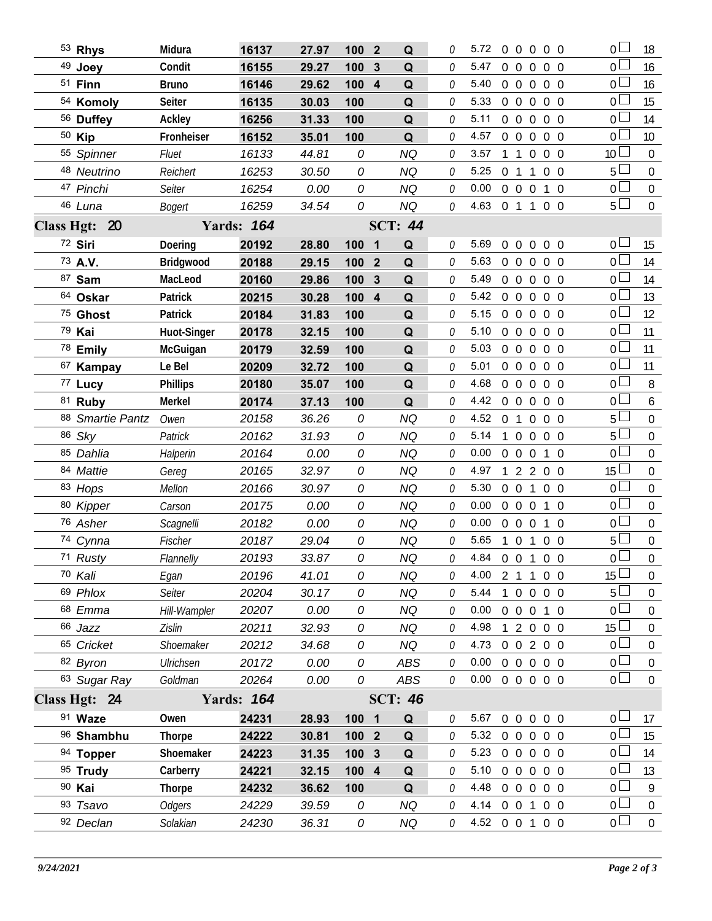| # | Dog | Handler | Armband | Time | Score | Place | Q | | YPS | Faults | | | | | Total Faults | Points |
|---|---|---|---|---|---|---|---|---|---|---|---|---|---|---|---|---|
| 53 | **Rhys** | **Midura** | **16137** | **27.97** | **100** | **2** | **Q** | 0 | 5.72 | 0 | 0 | 0 | 0 | 0 | 0 | 18 |
| 49 | **Joey** | **Condit** | **16155** | **29.27** | **100** | **3** | **Q** | 0 | 5.47 | 0 | 0 | 0 | 0 | 0 | 0 | 16 |
| 51 | **Finn** | **Bruno** | **16146** | **29.62** | **100** | **4** | **Q** | 0 | 5.40 | 0 | 0 | 0 | 0 | 0 | 0 | 16 |
| 54 | **Komoly** | **Seiter** | **16135** | **30.03** | **100** | | **Q** | 0 | 5.33 | 0 | 0 | 0 | 0 | 0 | 0 | 15 |
| 56 | **Duffey** | **Ackley** | **16256** | **31.33** | **100** | | **Q** | 0 | 5.11 | 0 | 0 | 0 | 0 | 0 | 0 | 14 |
| 50 | **Kip** | **Fronheiser** | **16152** | **35.01** | **100** | | **Q** | 0 | 4.57 | 0 | 0 | 0 | 0 | 0 | 0 | 10 |
| 55 | *Spinner* | *Fluet* | *16133* | *44.81* | *0* | | *NQ* | 0 | 3.57 | 1 | 1 | 0 | 0 | 0 | 10 | 0 |
| 48 | *Neutrino* | *Reichert* | *16253* | *30.50* | *0* | | *NQ* | 0 | 5.25 | 0 | 1 | 1 | 0 | 0 | 5 | 0 |
| 47 | *Pinchi* | *Seiter* | *16254* | *0.00* | *0* | | *NQ* | 0 | 0.00 | 0 | 0 | 0 | 1 | 0 | 0 | 0 |
| 46 | *Luna* | *Bogert* | *16259* | *34.54* | *0* | | *NQ* | 0 | 4.63 | 0 | 1 | 1 | 0 | 0 | 5 | 0 |
| **Class Hgt: 20** | | **Yards: 164** | | | | **SCT: 44** | | | | | | | | | | |
| 72 | **Siri** | **Doering** | **20192** | **28.80** | **100** | **1** | **Q** | 0 | 5.69 | 0 | 0 | 0 | 0 | 0 | 0 | 15 |
| 73 | **A.V.** | **Bridgwood** | **20188** | **29.15** | **100** | **2** | **Q** | 0 | 5.63 | 0 | 0 | 0 | 0 | 0 | 0 | 14 |
| 87 | **Sam** | **MacLeod** | **20160** | **29.86** | **100** | **3** | **Q** | 0 | 5.49 | 0 | 0 | 0 | 0 | 0 | 0 | 14 |
| 64 | **Oskar** | **Patrick** | **20215** | **30.28** | **100** | **4** | **Q** | 0 | 5.42 | 0 | 0 | 0 | 0 | 0 | 0 | 13 |
| 75 | **Ghost** | **Patrick** | **20184** | **31.83** | **100** | | **Q** | 0 | 5.15 | 0 | 0 | 0 | 0 | 0 | 0 | 12 |
| 79 | **Kai** | **Huot-Singer** | **20178** | **32.15** | **100** | | **Q** | 0 | 5.10 | 0 | 0 | 0 | 0 | 0 | 0 | 11 |
| 78 | **Emily** | **McGuigan** | **20179** | **32.59** | **100** | | **Q** | 0 | 5.03 | 0 | 0 | 0 | 0 | 0 | 0 | 11 |
| 67 | **Kampay** | **Le Bel** | **20209** | **32.72** | **100** | | **Q** | 0 | 5.01 | 0 | 0 | 0 | 0 | 0 | 0 | 11 |
| 77 | **Lucy** | **Phillips** | **20180** | **35.07** | **100** | | **Q** | 0 | 4.68 | 0 | 0 | 0 | 0 | 0 | 0 | 8 |
| 81 | **Ruby** | **Merkel** | **20174** | **37.13** | **100** | | **Q** | 0 | 4.42 | 0 | 0 | 0 | 0 | 0 | 0 | 6 |
| 88 | *Smartie Pantz* | *Owen* | *20158* | *36.26* | *0* | | *NQ* | 0 | 4.52 | 0 | 1 | 0 | 0 | 0 | 5 | 0 |
| 86 | *Sky* | *Patrick* | *20162* | *31.93* | *0* | | *NQ* | 0 | 5.14 | 1 | 0 | 0 | 0 | 0 | 5 | 0 |
| 85 | *Dahlia* | *Halperin* | *20164* | *0.00* | *0* | | *NQ* | 0 | 0.00 | 0 | 0 | 0 | 1 | 0 | 0 | 0 |
| 84 | *Mattie* | *Gereg* | *20165* | *32.97* | *0* | | *NQ* | 0 | 4.97 | 1 | 2 | 2 | 0 | 0 | 15 | 0 |
| 83 | *Hops* | *Mellon* | *20166* | *30.97* | *0* | | *NQ* | 0 | 5.30 | 0 | 0 | 1 | 0 | 0 | 0 | 0 |
| 80 | *Kipper* | *Carson* | *20175* | *0.00* | *0* | | *NQ* | 0 | 0.00 | 0 | 0 | 0 | 1 | 0 | 0 | 0 |
| 76 | *Asher* | *Scagnelli* | *20182* | *0.00* | *0* | | *NQ* | 0 | 0.00 | 0 | 0 | 0 | 1 | 0 | 0 | 0 |
| 74 | *Cynna* | *Fischer* | *20187* | *29.04* | *0* | | *NQ* | 0 | 5.65 | 1 | 0 | 1 | 0 | 0 | 5 | 0 |
| 71 | *Rusty* | *Flannelly* | *20193* | *33.87* | *0* | | *NQ* | 0 | 4.84 | 0 | 0 | 1 | 0 | 0 | 0 | 0 |
| 70 | *Kali* | *Egan* | *20196* | *41.01* | *0* | | *NQ* | 0 | 4.00 | 2 | 1 | 1 | 0 | 0 | 15 | 0 |
| 69 | *Phlox* | *Seiter* | *20204* | *30.17* | *0* | | *NQ* | 0 | 5.44 | 1 | 0 | 0 | 0 | 0 | 5 | 0 |
| 68 | *Emma* | *Hill-Wampler* | *20207* | *0.00* | *0* | | *NQ* | 0 | 0.00 | 0 | 0 | 0 | 1 | 0 | 0 | 0 |
| 66 | *Jazz* | *Zislin* | *20211* | *32.93* | *0* | | *NQ* | 0 | 4.98 | 1 | 2 | 0 | 0 | 0 | 15 | 0 |
| 65 | *Cricket* | *Shoemaker* | *20212* | *34.68* | *0* | | *NQ* | 0 | 4.73 | 0 | 0 | 2 | 0 | 0 | 0 | 0 |
| 82 | *Byron* | *Ulrichsen* | *20172* | *0.00* | *0* | | *ABS* | 0 | 0.00 | 0 | 0 | 0 | 0 | 0 | 0 | 0 |
| 63 | *Sugar Ray* | *Goldman* | *20264* | *0.00* | *0* | | *ABS* | 0 | 0.00 | 0 | 0 | 0 | 0 | 0 | 0 | 0 |
| **Class Hgt: 24** | | **Yards: 164** | | | | **SCT: 46** | | | | | | | | | | |
| 91 | **Waze** | **Owen** | **24231** | **28.93** | **100** | **1** | **Q** | 0 | 5.67 | 0 | 0 | 0 | 0 | 0 | 0 | 17 |
| 96 | **Shambhu** | **Thorpe** | **24222** | **30.81** | **100** | **2** | **Q** | 0 | 5.32 | 0 | 0 | 0 | 0 | 0 | 0 | 15 |
| 94 | **Topper** | **Shoemaker** | **24223** | **31.35** | **100** | **3** | **Q** | 0 | 5.23 | 0 | 0 | 0 | 0 | 0 | 0 | 14 |
| 95 | **Trudy** | **Carberry** | **24221** | **32.15** | **100** | **4** | **Q** | 0 | 5.10 | 0 | 0 | 0 | 0 | 0 | 0 | 13 |
| 90 | **Kai** | **Thorpe** | **24232** | **36.62** | **100** | | **Q** | 0 | 4.48 | 0 | 0 | 0 | 0 | 0 | 0 | 9 |
| 93 | *Tsavo* | *Odgers* | *24229* | *39.59* | *0* | | *NQ* | 0 | 4.14 | 0 | 0 | 1 | 0 | 0 | 0 | 0 |
| 92 | *Declan* | *Solakian* | *24230* | *36.31* | *0* | | *NQ* | 0 | 4.52 | 0 | 0 | 1 | 0 | 0 | 0 | 0 |

*9/24/2021*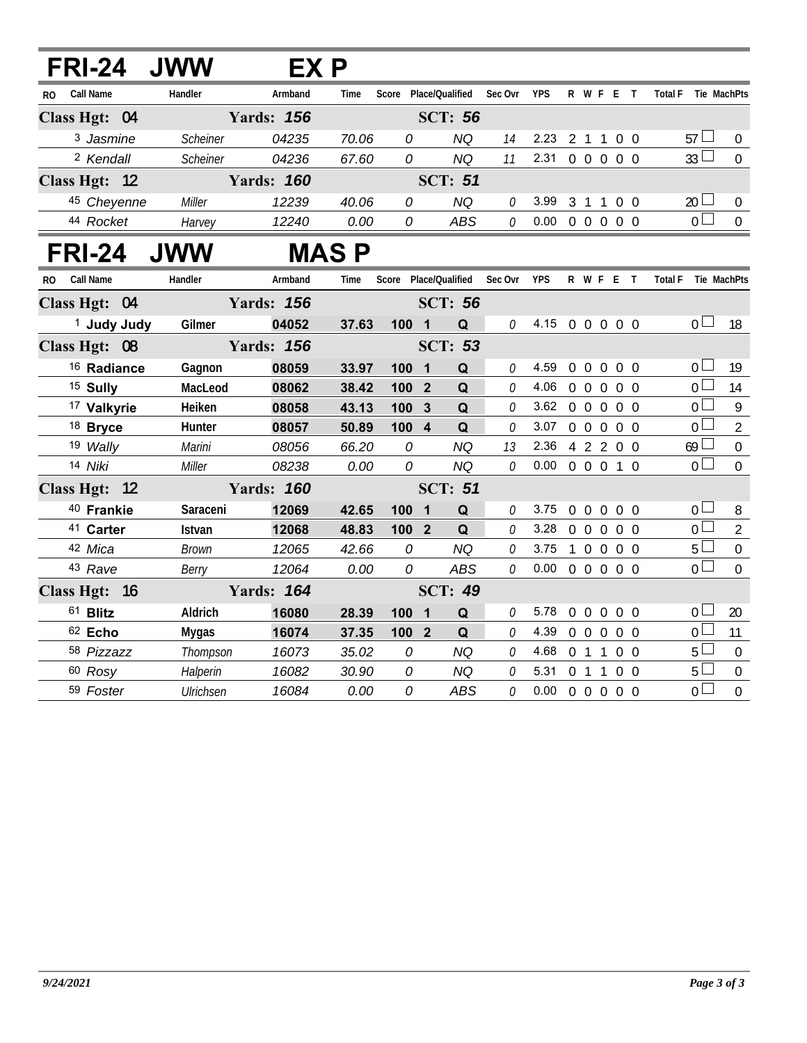## FRI-24 JWW EX P

| RO | Call Name | Handler | Armband | Time | Score | Place/Qualified | Sec Ovr | YPS | R W F E T | Total F | Tie MachPts |
|---|---|---|---|---|---|---|---|---|---|---|---|
| **Class Hgt: 04** | | **Yards: 156** | | | | **SCT: 56** | | | | | |
| 3 | *Jasmine* | *Scheiner* | *04235* | *70.06* | *0* | *NQ* | *14* | 2.23 | 2 1 1 0 0 | 57 | 0 |
| 2 | *Kendall* | *Scheiner* | *04236* | *67.60* | *0* | *NQ* | *11* | 2.31 | 0 0 0 0 0 | 33 | 0 |
| **Class Hgt: 12** | | **Yards: 160** | | | | **SCT: 51** | | | | | |
| 45 | *Cheyenne* | *Miller* | *12239* | *40.06* | *0* | *NQ* | *0* | 3.99 | 3 1 1 0 0 | 20 | 0 |
| 44 | *Rocket* | *Harvey* | *12240* | *0.00* | *0* | *ABS* | *0* | 0.00 | 0 0 0 0 0 | 0 | 0 |

## FRI-24 JWW MAS P

| RO | Call Name | Handler | Armband | Time | Score | Place/Qualified | Sec Ovr | YPS | R W F E T | Total F | Tie MachPts |
|---|---|---|---|---|---|---|---|---|---|---|---|
| **Class Hgt: 04** | | **Yards: 156** | | | | **SCT: 56** | | | | | |
| 1 | **Judy Judy** | **Gilmer** | **04052** | **37.63** | **100** | **1 Q** | *0* | 4.15 | 0 0 0 0 0 | 0 | 18 |
| **Class Hgt: 08** | | **Yards: 156** | | | | **SCT: 53** | | | | | |
| 16 | **Radiance** | **Gagnon** | **08059** | **33.97** | **100** | **1 Q** | *0* | 4.59 | 0 0 0 0 0 | 0 | 19 |
| 15 | **Sully** | **MacLeod** | **08062** | **38.42** | **100** | **2 Q** | *0* | 4.06 | 0 0 0 0 0 | 0 | 14 |
| 17 | **Valkyrie** | **Heiken** | **08058** | **43.13** | **100** | **3 Q** | *0* | 3.62 | 0 0 0 0 0 | 0 | 9 |
| 18 | **Bryce** | **Hunter** | **08057** | **50.89** | **100** | **4 Q** | *0* | 3.07 | 0 0 0 0 0 | 0 | 2 |
| 19 | *Wally* | *Marini* | *08056* | *66.20* | *0* | *NQ* | *13* | 2.36 | 4 2 2 0 0 | 69 | 0 |
| 14 | *Niki* | *Miller* | *08238* | *0.00* | *0* | *NQ* | *0* | 0.00 | 0 0 0 1 0 | 0 | 0 |
| **Class Hgt: 12** | | **Yards: 160** | | | | **SCT: 51** | | | | | |
| 40 | **Frankie** | **Saraceni** | **12069** | **42.65** | **100** | **1 Q** | *0* | 3.75 | 0 0 0 0 0 | 0 | 8 |
| 41 | **Carter** | **Istvan** | **12068** | **48.83** | **100** | **2 Q** | *0* | 3.28 | 0 0 0 0 0 | 0 | 2 |
| 42 | *Mica* | *Brown* | *12065* | *42.66* | *0* | *NQ* | *0* | 3.75 | 1 0 0 0 0 | 5 | 0 |
| 43 | *Rave* | *Berry* | *12064* | *0.00* | *0* | *ABS* | *0* | 0.00 | 0 0 0 0 0 | 0 | 0 |
| **Class Hgt: 16** | | **Yards: 164** | | | | **SCT: 49** | | | | | |
| 61 | **Blitz** | **Aldrich** | **16080** | **28.39** | **100** | **1 Q** | *0* | 5.78 | 0 0 0 0 0 | 0 | 20 |
| 62 | **Echo** | **Mygas** | **16074** | **37.35** | **100** | **2 Q** | *0* | 4.39 | 0 0 0 0 0 | 0 | 11 |
| 58 | *Pizzazz* | *Thompson* | *16073* | *35.02* | *0* | *NQ* | *0* | 4.68 | 0 1 1 0 0 | 5 | 0 |
| 60 | *Rosy* | *Halperin* | *16082* | *30.90* | *0* | *NQ* | *0* | 5.31 | 0 1 1 0 0 | 5 | 0 |
| 59 | *Foster* | *Ulrichsen* | *16084* | *0.00* | *0* | *ABS* | *0* | 0.00 | 0 0 0 0 0 | 0 | 0 |

*9/24/2021*